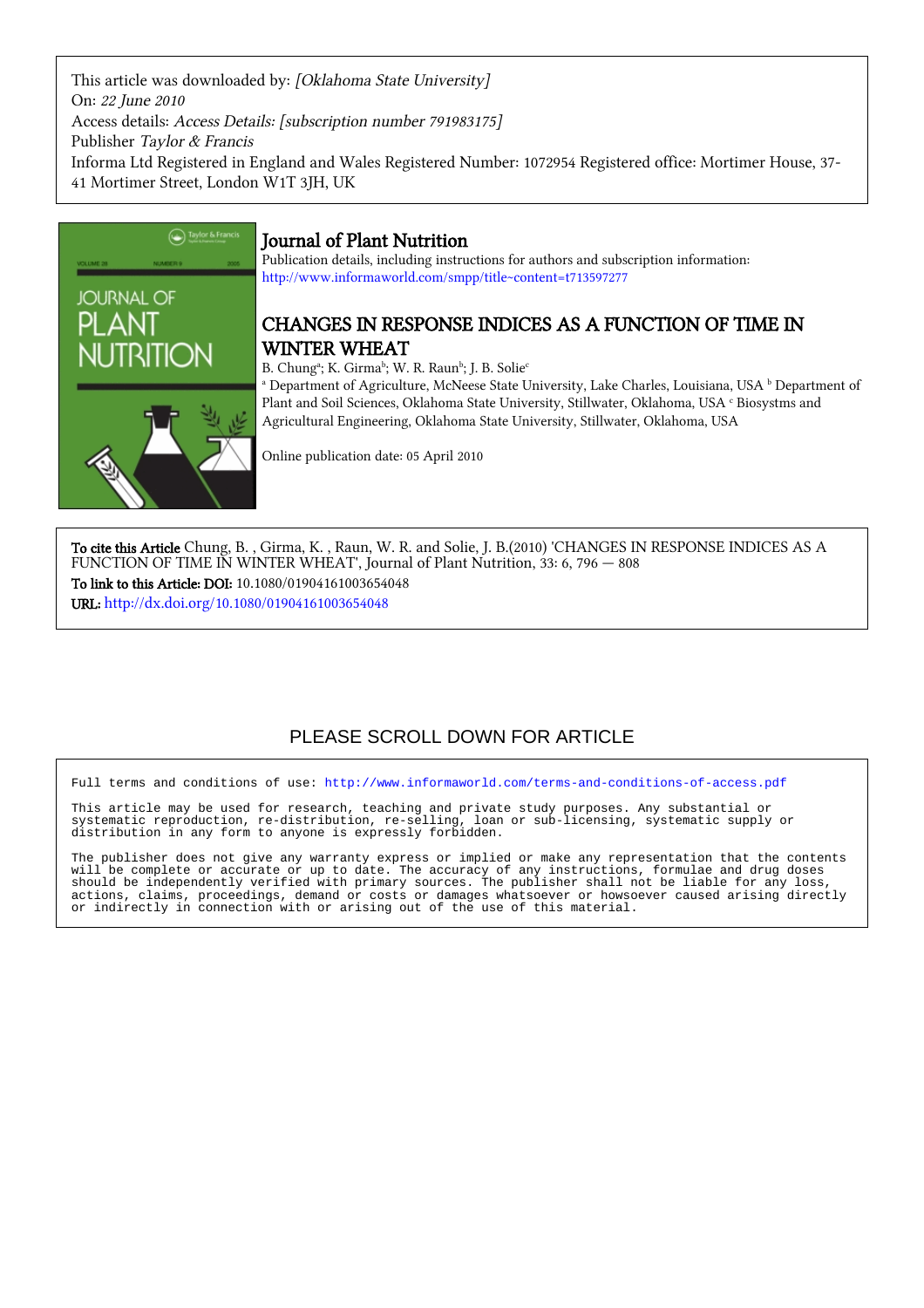This article was downloaded by: *[Oklahoma State University]*
On: *22 June 2010*
Access details: *Access Details: [subscription number 791983175]*
Publisher *Taylor & Francis*
Informa Ltd Registered in England and Wales Registered Number: 1072954 Registered office: Mortimer House, 37-41 Mortimer Street, London W1T 3JH, UK

# Journal of Plant Nutrition

Publication details, including instructions for authors and subscription information:
http://www.informaworld.com/smpp/title~content=t713597277

## CHANGES IN RESPONSE INDICES AS A FUNCTION OF TIME IN WINTER WHEAT

B. Chung[a]; K. Girma[b]; W. R. Raun[b]; J. B. Solie[c]

[a] Department of Agriculture, McNeese State University, Lake Charles, Louisiana, USA [b] Department of Plant and Soil Sciences, Oklahoma State University, Stillwater, Oklahoma, USA [c] Biosystms and Agricultural Engineering, Oklahoma State University, Stillwater, Oklahoma, USA

Online publication date: 05 April 2010

**To cite this Article** Chung, B. , Girma, K. , Raun, W. R. and Solie, J. B.(2010) 'CHANGES IN RESPONSE INDICES AS A FUNCTION OF TIME IN WINTER WHEAT', Journal of Plant Nutrition, 33: 6, 796 — 808

**To link to this Article: DOI:** 10.1080/01904161003654048

**URL:** http://dx.doi.org/10.1080/01904161003654048

PLEASE SCROLL DOWN FOR ARTICLE

Full terms and conditions of use: http://www.informaworld.com/terms-and-conditions-of-access.pdf

This article may be used for research, teaching and private study purposes. Any substantial or systematic reproduction, re-distribution, re-selling, loan or sub-licensing, systematic supply or distribution in any form to anyone is expressly forbidden.

The publisher does not give any warranty express or implied or make any representation that the contents will be complete or accurate or up to date. The accuracy of any instructions, formulae and drug doses should be independently verified with primary sources. The publisher shall not be liable for any loss, actions, claims, proceedings, demand or costs or damages whatsoever or howsoever caused arising directly or indirectly in connection with or arising out of the use of this material.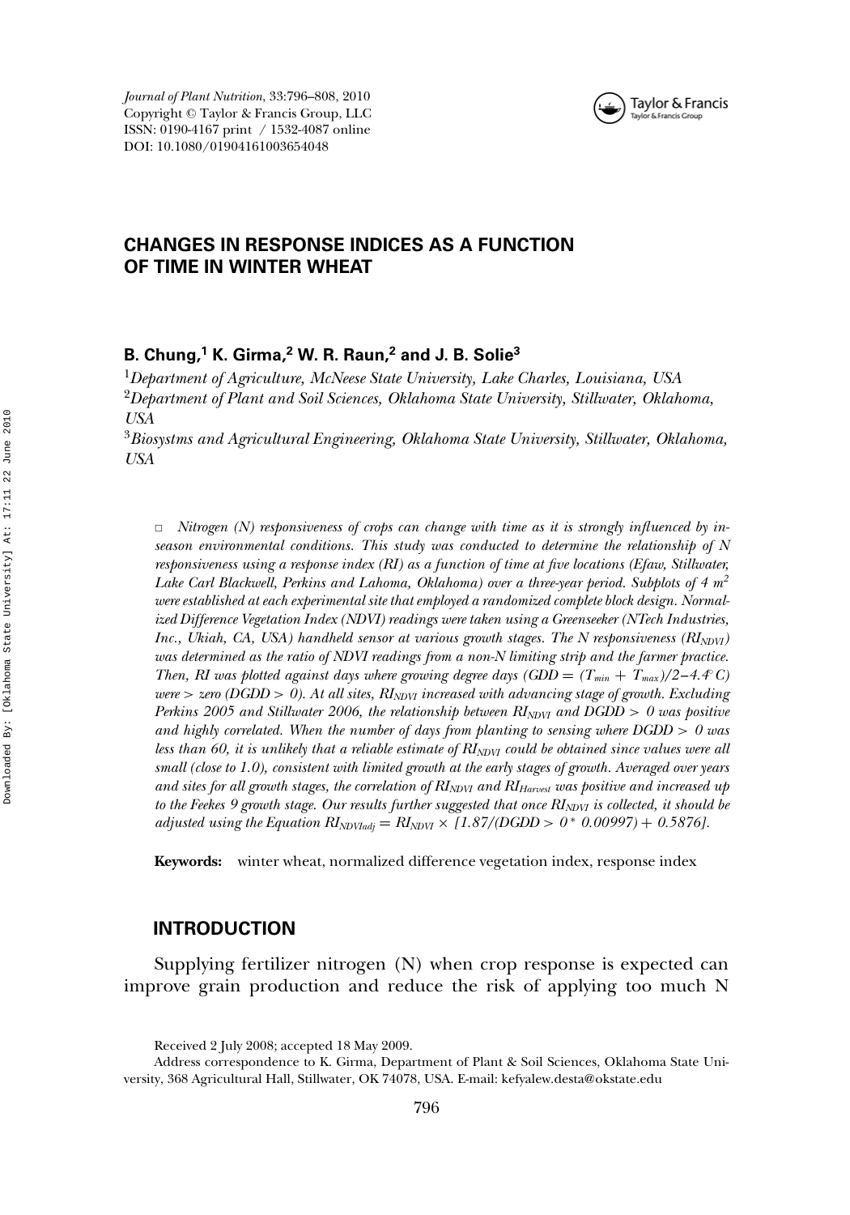# CHANGES IN RESPONSE INDICES AS A FUNCTION OF TIME IN WINTER WHEAT

**B. Chung,[1] K. Girma,[2] W. R. Raun,[2] and J. B. Solie[3]**

[1]*Department of Agriculture, McNeese State University, Lake Charles, Louisiana, USA*
[2]*Department of Plant and Soil Sciences, Oklahoma State University, Stillwater, Oklahoma, USA*
[3]*Biosystms and Agricultural Engineering, Oklahoma State University, Stillwater, Oklahoma, USA*

□ *Nitrogen (N) responsiveness of crops can change with time as it is strongly influenced by in-season environmental conditions. This study was conducted to determine the relationship of N responsiveness using a response index (RI) as a function of time at five locations (Efaw, Stillwater, Lake Carl Blackwell, Perkins and Lahoma, Oklahoma) over a three-year period. Subplots of 4 $m^2$ were established at each experimental site that employed a randomized complete block design. Normalized Difference Vegetation Index (NDVI) readings were taken using a Greenseeker (NTech Industries, Inc., Ukiah, CA, USA) handheld sensor at various growth stages. The N responsiveness ($RI_{NDVI}$) was determined as the ratio of NDVI readings from a non-N limiting strip and the farmer practice. Then, RI was plotted against days where growing degree days ($GDD = (T_{min} + T_{max})/2 - 4.4°C$) were > zero (DGDD > 0). At all sites, $RI_{NDVI}$ increased with advancing stage of growth. Excluding Perkins 2005 and Stillwater 2006, the relationship between $RI_{NDVI}$ and DGDD > 0 was positive and highly correlated. When the number of days from planting to sensing where DGDD > 0 was less than 60, it is unlikely that a reliable estimate of $RI_{NDVI}$ could be obtained since values were all small (close to 1.0), consistent with limited growth at the early stages of growth. Averaged over years and sites for all growth stages, the correlation of $RI_{NDVI}$ and $RI_{Harvest}$ was positive and increased up to the Feekes 9 growth stage. Our results further suggested that once $RI_{NDVI}$ is collected, it should be adjusted using the Equation $RI_{NDVIadj} = RI_{NDVI} \times [1.87/(DGDD > 0 * 0.00997) + 0.5876]$.*

**Keywords:** winter wheat, normalized difference vegetation index, response index

## INTRODUCTION

Supplying fertilizer nitrogen (N) when crop response is expected can improve grain production and reduce the risk of applying too much N

Received 2 July 2008; accepted 18 May 2009.

Address correspondence to K. Girma, Department of Plant & Soil Sciences, Oklahoma State University, 368 Agricultural Hall, Stillwater, OK 74078, USA. E-mail: kefyalew.desta@okstate.edu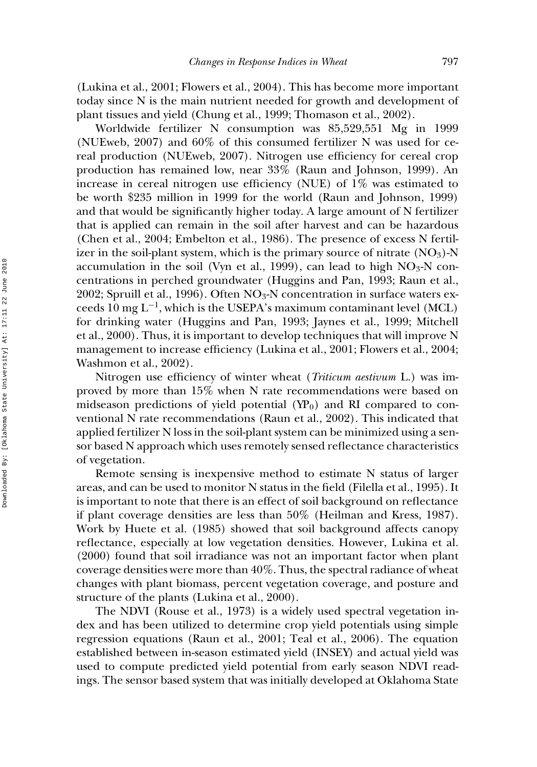(Lukina et al., 2001; Flowers et al., 2004). This has become more important today since N is the main nutrient needed for growth and development of plant tissues and yield (Chung et al., 1999; Thomason et al., 2002).

Worldwide fertilizer N consumption was 85,529,551 Mg in 1999 (NUEweb, 2007) and 60% of this consumed fertilizer N was used for cereal production (NUEweb, 2007). Nitrogen use efficiency for cereal crop production has remained low, near 33% (Raun and Johnson, 1999). An increase in cereal nitrogen use efficiency (NUE) of 1% was estimated to be worth $235 million in 1999 for the world (Raun and Johnson, 1999) and that would be significantly higher today. A large amount of N fertilizer that is applied can remain in the soil after harvest and can be hazardous (Chen et al., 2004; Embelton et al., 1986). The presence of excess N fertilizer in the soil-plant system, which is the primary source of nitrate ($NO_3$)-N accumulation in the soil (Vyn et al., 1999), can lead to high $NO_3$-N concentrations in perched groundwater (Huggins and Pan, 1993; Raun et al., 2002; Spruill et al., 1996). Often $NO_3$-N concentration in surface waters exceeds 10 mg $L^{-1}$, which is the USEPA's maximum contaminant level (MCL) for drinking water (Huggins and Pan, 1993; Jaynes et al., 1999; Mitchell et al., 2000). Thus, it is important to develop techniques that will improve N management to increase efficiency (Lukina et al., 2001; Flowers et al., 2004; Washmon et al., 2002).

Nitrogen use efficiency of winter wheat (*Triticum aestivum* L.) was improved by more than 15% when N rate recommendations were based on midseason predictions of yield potential ($YP_0$) and RI compared to conventional N rate recommendations (Raun et al., 2002). This indicated that applied fertilizer N loss in the soil-plant system can be minimized using a sensor based N approach which uses remotely sensed reflectance characteristics of vegetation.

Remote sensing is inexpensive method to estimate N status of larger areas, and can be used to monitor N status in the field (Filella et al., 1995). It is important to note that there is an effect of soil background on reflectance if plant coverage densities are less than 50% (Heilman and Kress, 1987). Work by Huete et al. (1985) showed that soil background affects canopy reflectance, especially at low vegetation densities. However, Lukina et al. (2000) found that soil irradiance was not an important factor when plant coverage densities were more than 40%. Thus, the spectral radiance of wheat changes with plant biomass, percent vegetation coverage, and posture and structure of the plants (Lukina et al., 2000).

The NDVI (Rouse et al., 1973) is a widely used spectral vegetation index and has been utilized to determine crop yield potentials using simple regression equations (Raun et al., 2001; Teal et al., 2006). The equation established between in-season estimated yield (INSEY) and actual yield was used to compute predicted yield potential from early season NDVI readings. The sensor based system that was initially developed at Oklahoma State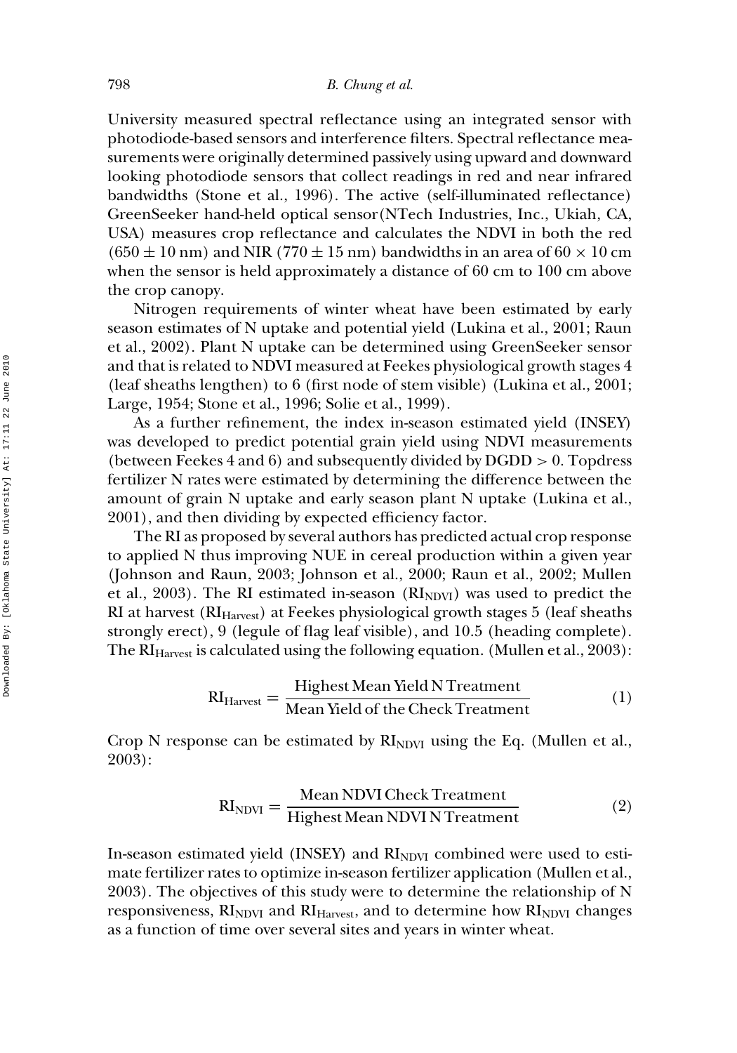University measured spectral reflectance using an integrated sensor with photodiode-based sensors and interference filters. Spectral reflectance measurements were originally determined passively using upward and downward looking photodiode sensors that collect readings in red and near infrared bandwidths (Stone et al., 1996). The active (self-illuminated reflectance) GreenSeeker hand-held optical sensor(NTech Industries, Inc., Ukiah, CA, USA) measures crop reflectance and calculates the NDVI in both the red ($650 \pm 10$ nm) and NIR ($770 \pm 15$ nm) bandwidths in an area of $60 \times 10$ cm when the sensor is held approximately a distance of 60 cm to 100 cm above the crop canopy.

Nitrogen requirements of winter wheat have been estimated by early season estimates of N uptake and potential yield (Lukina et al., 2001; Raun et al., 2002). Plant N uptake can be determined using GreenSeeker sensor and that is related to NDVI measured at Feekes physiological growth stages 4 (leaf sheaths lengthen) to 6 (first node of stem visible) (Lukina et al., 2001; Large, 1954; Stone et al., 1996; Solie et al., 1999).

As a further refinement, the index in-season estimated yield (INSEY) was developed to predict potential grain yield using NDVI measurements (between Feekes 4 and 6) and subsequently divided by DGDD $> 0$. Topdress fertilizer N rates were estimated by determining the difference between the amount of grain N uptake and early season plant N uptake (Lukina et al., 2001), and then dividing by expected efficiency factor.

The RI as proposed by several authors has predicted actual crop response to applied N thus improving NUE in cereal production within a given year (Johnson and Raun, 2003; Johnson et al., 2000; Raun et al., 2002; Mullen et al., 2003). The RI estimated in-season ($RI_{NDVI}$) was used to predict the RI at harvest ($RI_{Harvest}$) at Feekes physiological growth stages 5 (leaf sheaths strongly erect), 9 (legule of flag leaf visible), and 10.5 (heading complete). The $RI_{Harvest}$ is calculated using the following equation. (Mullen et al., 2003):

$$RI_{Harvest} = \frac{\text{Highest Mean Yield N Treatment}}{\text{Mean Yield of the Check Treatment}} \tag{1}$$

Crop N response can be estimated by $RI_{NDVI}$ using the Eq. (Mullen et al., 2003):

$$RI_{NDVI} = \frac{\text{Mean NDVI Check Treatment}}{\text{Highest Mean NDVI N Treatment}} \tag{2}$$

In-season estimated yield (INSEY) and $RI_{NDVI}$ combined were used to estimate fertilizer rates to optimize in-season fertilizer application (Mullen et al., 2003). The objectives of this study were to determine the relationship of N responsiveness, $RI_{NDVI}$ and $RI_{Harvest}$, and to determine how $RI_{NDVI}$ changes as a function of time over several sites and years in winter wheat.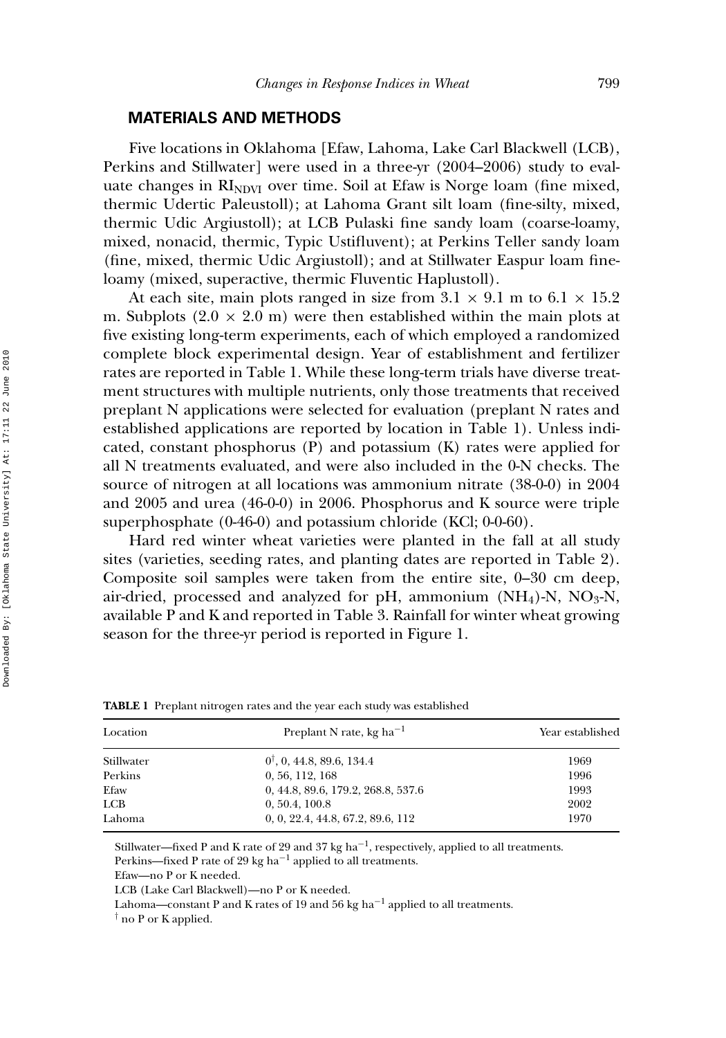## MATERIALS AND METHODS

Five locations in Oklahoma [Efaw, Lahoma, Lake Carl Blackwell (LCB), Perkins and Stillwater] were used in a three-yr (2004–2006) study to evaluate changes in $RI_{NDVI}$ over time. Soil at Efaw is Norge loam (fine mixed, thermic Udertic Paleustoll); at Lahoma Grant silt loam (fine-silty, mixed, thermic Udic Argiustoll); at LCB Pulaski fine sandy loam (coarse-loamy, mixed, nonacid, thermic, Typic Ustifluvent); at Perkins Teller sandy loam (fine, mixed, thermic Udic Argiustoll); and at Stillwater Easpur loam fine-loamy (mixed, superactive, thermic Fluventic Haplustoll).

At each site, main plots ranged in size from $3.1 \times 9.1$ m to $6.1 \times 15.2$ m. Subplots ($2.0 \times 2.0$ m) were then established within the main plots at five existing long-term experiments, each of which employed a randomized complete block experimental design. Year of establishment and fertilizer rates are reported in Table 1. While these long-term trials have diverse treatment structures with multiple nutrients, only those treatments that received preplant N applications were selected for evaluation (preplant N rates and established applications are reported by location in Table 1). Unless indicated, constant phosphorus (P) and potassium (K) rates were applied for all N treatments evaluated, and were also included in the 0-N checks. The source of nitrogen at all locations was ammonium nitrate (38-0-0) in 2004 and 2005 and urea (46-0-0) in 2006. Phosphorus and K source were triple superphosphate (0-46-0) and potassium chloride (KCl; 0-0-60).

Hard red winter wheat varieties were planted in the fall at all study sites (varieties, seeding rates, and planting dates are reported in Table 2). Composite soil samples were taken from the entire site, 0–30 cm deep, air-dried, processed and analyzed for pH, ammonium ($NH_4$)-N, $NO_3$-N, available P and K and reported in Table 3. Rainfall for winter wheat growing season for the three-yr period is reported in Figure 1.

**TABLE 1** Preplant nitrogen rates and the year each study was established

| Location | Preplant N rate, kg ha$^{-1}$ | Year established |
|---|---|---|
| Stillwater | 0[†], 0, 44.8, 89.6, 134.4 | 1969 |
| Perkins | 0, 56, 112, 168 | 1996 |
| Efaw | 0, 44.8, 89.6, 179.2, 268.8, 537.6 | 1993 |
| LCB | 0, 50.4, 100.8 | 2002 |
| Lahoma | 0, 0, 22.4, 44.8, 67.2, 89.6, 112 | 1970 |

Stillwater—fixed P and K rate of 29 and 37 kg ha$^{-1}$, respectively, applied to all treatments.

Perkins—fixed P rate of 29 kg ha$^{-1}$ applied to all treatments.

Efaw—no P or K needed.

LCB (Lake Carl Blackwell)—no P or K needed.

Lahoma—constant P and K rates of 19 and 56 kg ha$^{-1}$ applied to all treatments.

[†] no P or K applied.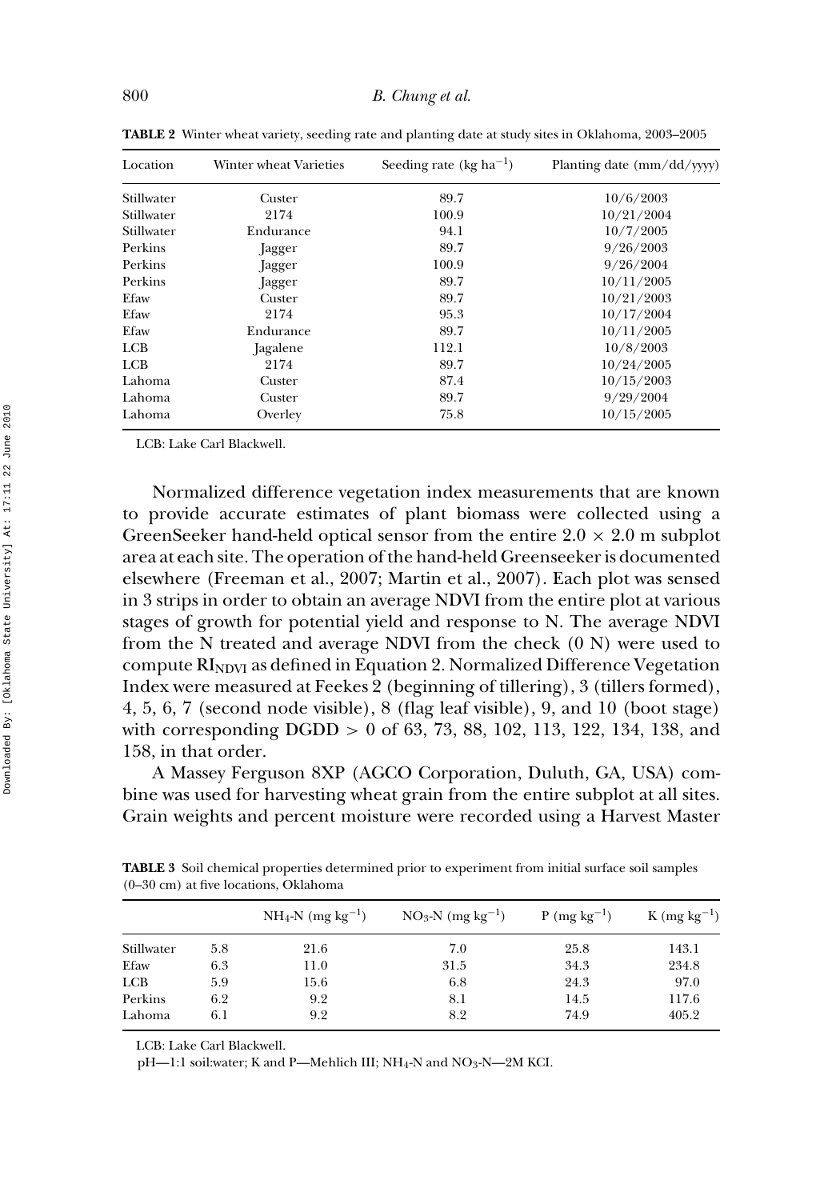**TABLE 2** Winter wheat variety, seeding rate and planting date at study sites in Oklahoma, 2003–2005

| Location | Winter wheat Varieties | Seeding rate (kg $ha^{-1}$) | Planting date (mm/dd/yyyy) |
|---|---|---|---|
| Stillwater | Custer | 89.7 | 10/6/2003 |
| Stillwater | 2174 | 100.9 | 10/21/2004 |
| Stillwater | Endurance | 94.1 | 10/7/2005 |
| Perkins | Jagger | 89.7 | 9/26/2003 |
| Perkins | Jagger | 100.9 | 9/26/2004 |
| Perkins | Jagger | 89.7 | 10/11/2005 |
| Efaw | Custer | 89.7 | 10/21/2003 |
| Efaw | 2174 | 95.3 | 10/17/2004 |
| Efaw | Endurance | 89.7 | 10/11/2005 |
| LCB | Jagalene | 112.1 | 10/8/2003 |
| LCB | 2174 | 89.7 | 10/24/2005 |
| Lahoma | Custer | 87.4 | 10/15/2003 |
| Lahoma | Custer | 89.7 | 9/29/2004 |
| Lahoma | Overley | 75.8 | 10/15/2005 |

LCB: Lake Carl Blackwell.

Normalized difference vegetation index measurements that are known to provide accurate estimates of plant biomass were collected using a GreenSeeker hand-held optical sensor from the entire $2.0 \times 2.0$ m subplot area at each site. The operation of the hand-held Greenseeker is documented elsewhere (Freeman et al., 2007; Martin et al., 2007). Each plot was sensed in 3 strips in order to obtain an average NDVI from the entire plot at various stages of growth for potential yield and response to N. The average NDVI from the N treated and average NDVI from the check (0 N) were used to compute $RI_{NDVI}$ as defined in Equation 2. Normalized Difference Vegetation Index were measured at Feekes 2 (beginning of tillering), 3 (tillers formed), 4, 5, 6, 7 (second node visible), 8 (flag leaf visible), 9, and 10 (boot stage) with corresponding DGDD $> 0$ of 63, 73, 88, 102, 113, 122, 134, 138, and 158, in that order.

A Massey Ferguson 8XP (AGCO Corporation, Duluth, GA, USA) combine was used for harvesting wheat grain from the entire subplot at all sites. Grain weights and percent moisture were recorded using a Harvest Master

**TABLE 3** Soil chemical properties determined prior to experiment from initial surface soil samples (0–30 cm) at five locations, Oklahoma

| | | $NH_4$-N (mg $kg^{-1}$) | $NO_3$-N (mg $kg^{-1}$) | P (mg $kg^{-1}$) | K (mg $kg^{-1}$) |
|---|---|---|---|---|---|
| Stillwater | 5.8 | 21.6 | 7.0 | 25.8 | 143.1 |
| Efaw | 6.3 | 11.0 | 31.5 | 34.3 | 234.8 |
| LCB | 5.9 | 15.6 | 6.8 | 24.3 | 97.0 |
| Perkins | 6.2 | 9.2 | 8.1 | 14.5 | 117.6 |
| Lahoma | 6.1 | 9.2 | 8.2 | 74.9 | 405.2 |

LCB: Lake Carl Blackwell.

pH—1:1 soil:water; K and P—Mehlich III; $NH_4$-N and $NO_3$-N—2M KCl.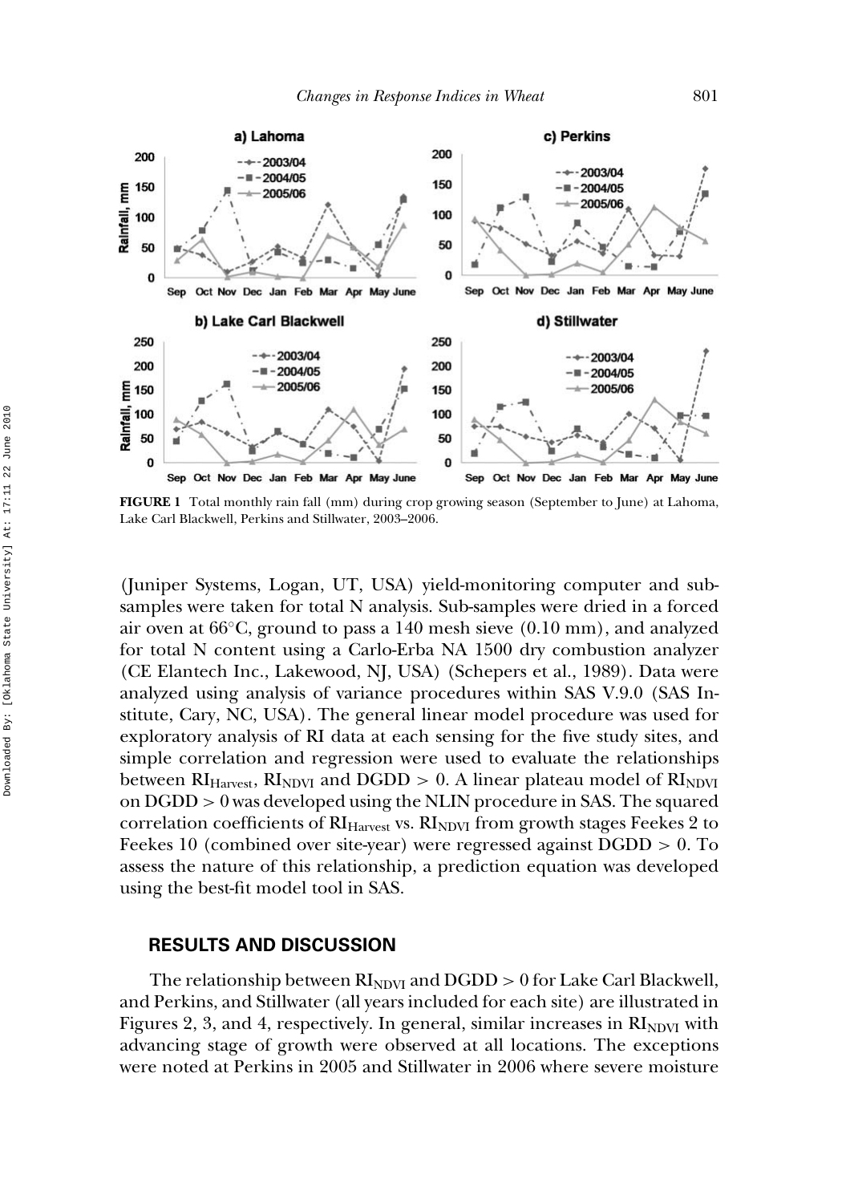**FIGURE 1** Total monthly rain fall (mm) during crop growing season (September to June) at Lahoma, Lake Carl Blackwell, Perkins and Stillwater, 2003–2006.

(Juniper Systems, Logan, UT, USA) yield-monitoring computer and sub-samples were taken for total N analysis. Sub-samples were dried in a forced air oven at 66°C, ground to pass a 140 mesh sieve (0.10 mm), and analyzed for total N content using a Carlo-Erba NA 1500 dry combustion analyzer (CE Elantech Inc., Lakewood, NJ, USA) (Schepers et al., 1989). Data were analyzed using analysis of variance procedures within SAS V.9.0 (SAS Institute, Cary, NC, USA). The general linear model procedure was used for exploratory analysis of RI data at each sensing for the five study sites, and simple correlation and regression were used to evaluate the relationships between $RI_{Harvest}$, $RI_{NDVI}$ and DGDD $> 0$. A linear plateau model of $RI_{NDVI}$ on DGDD $> 0$ was developed using the NLIN procedure in SAS. The squared correlation coefficients of $RI_{Harvest}$ vs. $RI_{NDVI}$ from growth stages Feekes 2 to Feekes 10 (combined over site-year) were regressed against DGDD $> 0$. To assess the nature of this relationship, a prediction equation was developed using the best-fit model tool in SAS.

## RESULTS AND DISCUSSION

The relationship between $RI_{NDVI}$ and DGDD $> 0$ for Lake Carl Blackwell, and Perkins, and Stillwater (all years included for each site) are illustrated in Figures 2, 3, and 4, respectively. In general, similar increases in $RI_{NDVI}$ with advancing stage of growth were observed at all locations. The exceptions were noted at Perkins in 2005 and Stillwater in 2006 where severe moisture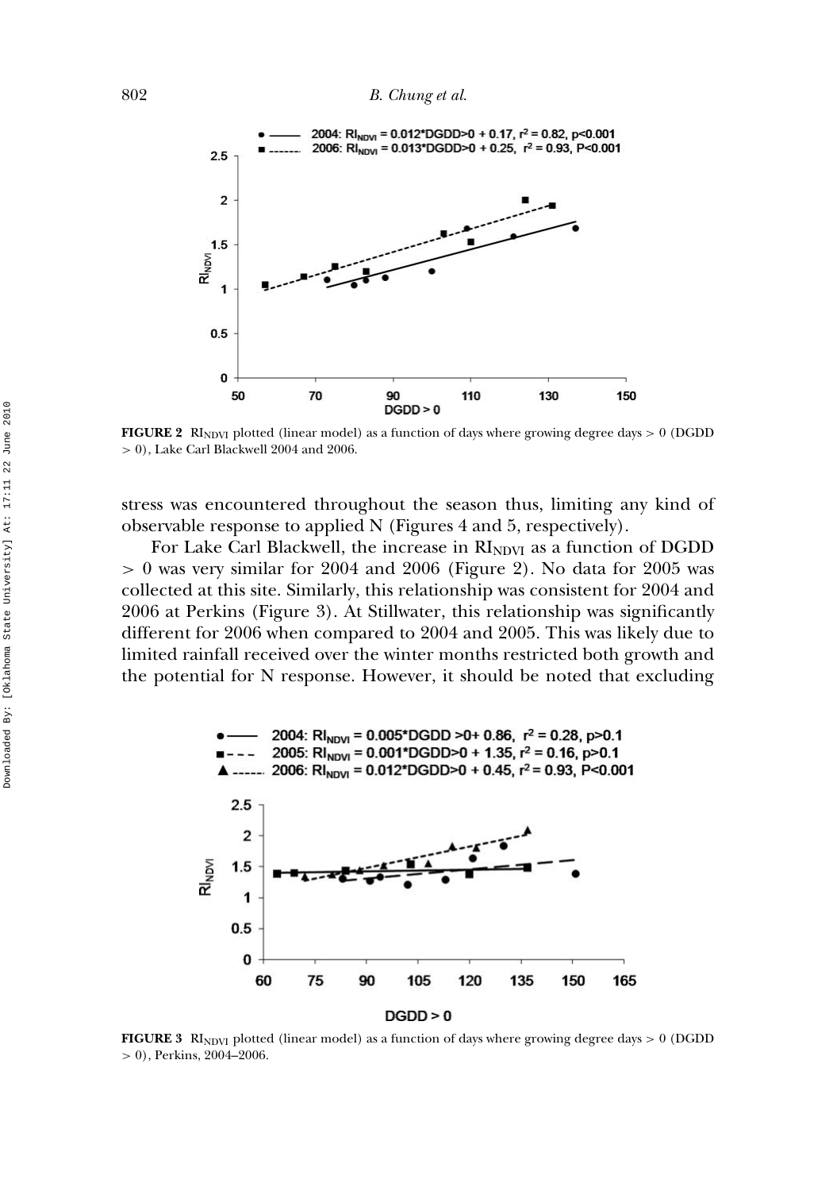**FIGURE 2** $RI_{NDVI}$ plotted (linear model) as a function of days where growing degree days > 0 (DGDD > 0), Lake Carl Blackwell 2004 and 2006.

stress was encountered throughout the season thus, limiting any kind of observable response to applied N (Figures 4 and 5, respectively).

For Lake Carl Blackwell, the increase in $RI_{NDVI}$ as a function of DGDD > 0 was very similar for 2004 and 2006 (Figure 2). No data for 2005 was collected at this site. Similarly, this relationship was consistent for 2004 and 2006 at Perkins (Figure 3). At Stillwater, this relationship was significantly different for 2006 when compared to 2004 and 2005. This was likely due to limited rainfall received over the winter months restricted both growth and the potential for N response. However, it should be noted that excluding

**FIGURE 3** $RI_{NDVI}$ plotted (linear model) as a function of days where growing degree days > 0 (DGDD > 0), Perkins, 2004–2006.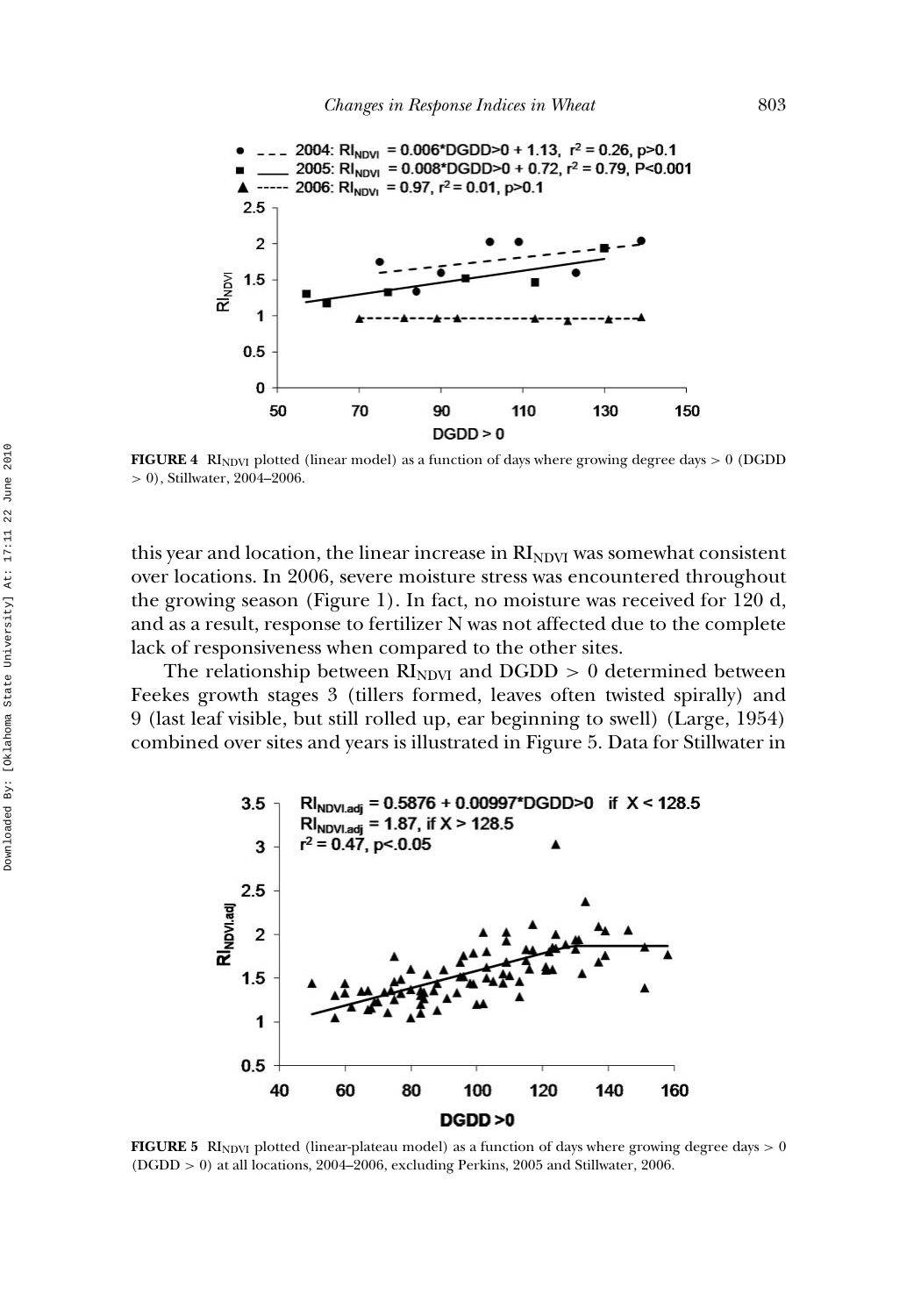**FIGURE 4** $RI_{NDVI}$ plotted (linear model) as a function of days where growing degree days > 0 (DGDD > 0), Stillwater, 2004–2006.

this year and location, the linear increase in $RI_{NDVI}$ was somewhat consistent over locations. In 2006, severe moisture stress was encountered throughout the growing season (Figure 1). In fact, no moisture was received for 120 d, and as a result, response to fertilizer N was not affected due to the complete lack of responsiveness when compared to the other sites.

The relationship between $RI_{NDVI}$ and DGDD > 0 determined between Feekes growth stages 3 (tillers formed, leaves often twisted spirally) and 9 (last leaf visible, but still rolled up, ear beginning to swell) (Large, 1954) combined over sites and years is illustrated in Figure 5. Data for Stillwater in

**FIGURE 5** $RI_{NDVI}$ plotted (linear-plateau model) as a function of days where growing degree days > 0 (DGDD > 0) at all locations, 2004–2006, excluding Perkins, 2005 and Stillwater, 2006.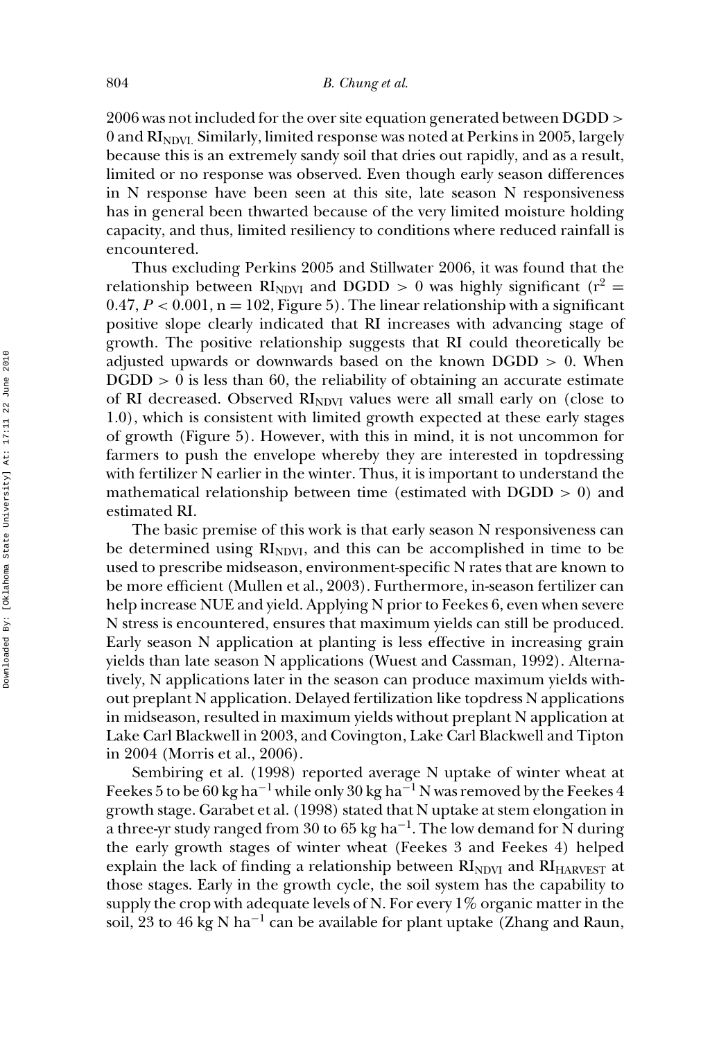2006 was not included for the over site equation generated between DGDD > 0 and $RI_{NDVI}$. Similarly, limited response was noted at Perkins in 2005, largely because this is an extremely sandy soil that dries out rapidly, and as a result, limited or no response was observed. Even though early season differences in N response have been seen at this site, late season N responsiveness has in general been thwarted because of the very limited moisture holding capacity, and thus, limited resiliency to conditions where reduced rainfall is encountered.

Thus excluding Perkins 2005 and Stillwater 2006, it was found that the relationship between $RI_{NDVI}$ and DGDD > 0 was highly significant ($r^2 = 0.47$, $P < 0.001$, $n = 102$, Figure 5). The linear relationship with a significant positive slope clearly indicated that RI increases with advancing stage of growth. The positive relationship suggests that RI could theoretically be adjusted upwards or downwards based on the known DGDD > 0. When DGDD > 0 is less than 60, the reliability of obtaining an accurate estimate of RI decreased. Observed $RI_{NDVI}$ values were all small early on (close to 1.0), which is consistent with limited growth expected at these early stages of growth (Figure 5). However, with this in mind, it is not uncommon for farmers to push the envelope whereby they are interested in topdressing with fertilizer N earlier in the winter. Thus, it is important to understand the mathematical relationship between time (estimated with DGDD > 0) and estimated RI.

The basic premise of this work is that early season N responsiveness can be determined using $RI_{NDVI}$, and this can be accomplished in time to be used to prescribe midseason, environment-specific N rates that are known to be more efficient (Mullen et al., 2003). Furthermore, in-season fertilizer can help increase NUE and yield. Applying N prior to Feekes 6, even when severe N stress is encountered, ensures that maximum yields can still be produced. Early season N application at planting is less effective in increasing grain yields than late season N applications (Wuest and Cassman, 1992). Alternatively, N applications later in the season can produce maximum yields without preplant N application. Delayed fertilization like topdress N applications in midseason, resulted in maximum yields without preplant N application at Lake Carl Blackwell in 2003, and Covington, Lake Carl Blackwell and Tipton in 2004 (Morris et al., 2006).

Sembiring et al. (1998) reported average N uptake of winter wheat at Feekes 5 to be 60 kg $ha^{-1}$ while only 30 kg $ha^{-1}$ N was removed by the Feekes 4 growth stage. Garabet et al. (1998) stated that N uptake at stem elongation in a three-yr study ranged from 30 to 65 kg $ha^{-1}$. The low demand for N during the early growth stages of winter wheat (Feekes 3 and Feekes 4) helped explain the lack of finding a relationship between $RI_{NDVI}$ and $RI_{HARVEST}$ at those stages. Early in the growth cycle, the soil system has the capability to supply the crop with adequate levels of N. For every 1% organic matter in the soil, 23 to 46 kg N $ha^{-1}$ can be available for plant uptake (Zhang and Raun,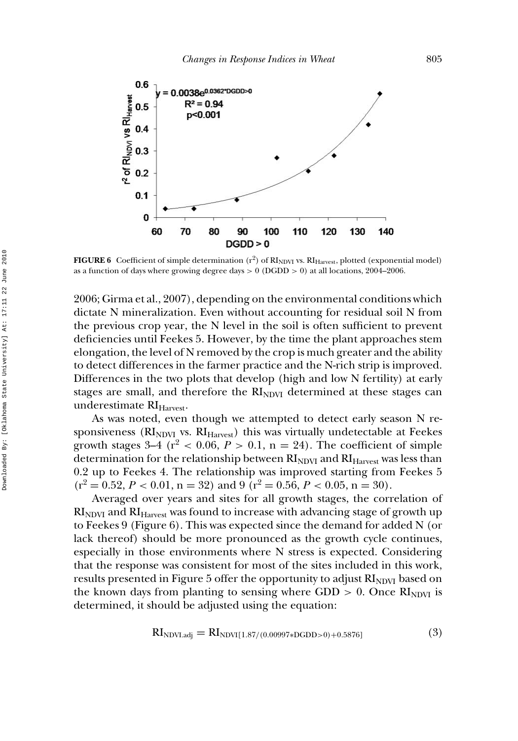**FIGURE 6** Coefficient of simple determination ($r^2$) of $RI_{NDVI}$ vs. $RI_{Harvest}$, plotted (exponential model) as a function of days where growing degree days > 0 (DGDD > 0) at all locations, 2004–2006.

2006; Girma et al., 2007), depending on the environmental conditions which dictate N mineralization. Even without accounting for residual soil N from the previous crop year, the N level in the soil is often sufficient to prevent deficiencies until Feekes 5. However, by the time the plant approaches stem elongation, the level of N removed by the crop is much greater and the ability to detect differences in the farmer practice and the N-rich strip is improved. Differences in the two plots that develop (high and low N fertility) at early stages are small, and therefore the $RI_{NDVI}$ determined at these stages can underestimate $RI_{Harvest}$.

As was noted, even though we attempted to detect early season N responsiveness ($RI_{NDVI}$ vs. $RI_{Harvest}$) this was virtually undetectable at Feekes growth stages 3–4 ($r^2 < 0.06$, $P > 0.1$, n = 24). The coefficient of simple determination for the relationship between $RI_{NDVI}$ and $RI_{Harvest}$ was less than 0.2 up to Feekes 4. The relationship was improved starting from Feekes 5 ($r^2 = 0.52$, $P < 0.01$, n = 32) and 9 ($r^2 = 0.56$, $P < 0.05$, n = 30).

Averaged over years and sites for all growth stages, the correlation of $RI_{NDVI}$ and $RI_{Harvest}$ was found to increase with advancing stage of growth up to Feekes 9 (Figure 6). This was expected since the demand for added N (or lack thereof) should be more pronounced as the growth cycle continues, especially in those environments where N stress is expected. Considering that the response was consistent for most of the sites included in this work, results presented in Figure 5 offer the opportunity to adjust $RI_{NDVI}$ based on the known days from planting to sensing where GDD > 0. Once $RI_{NDVI}$ is determined, it should be adjusted using the equation:

$$RI_{NDVI.adj} = RI_{NDVI[1.87/(0.00997*DGDD>0)+0.5876]} \tag{3}$$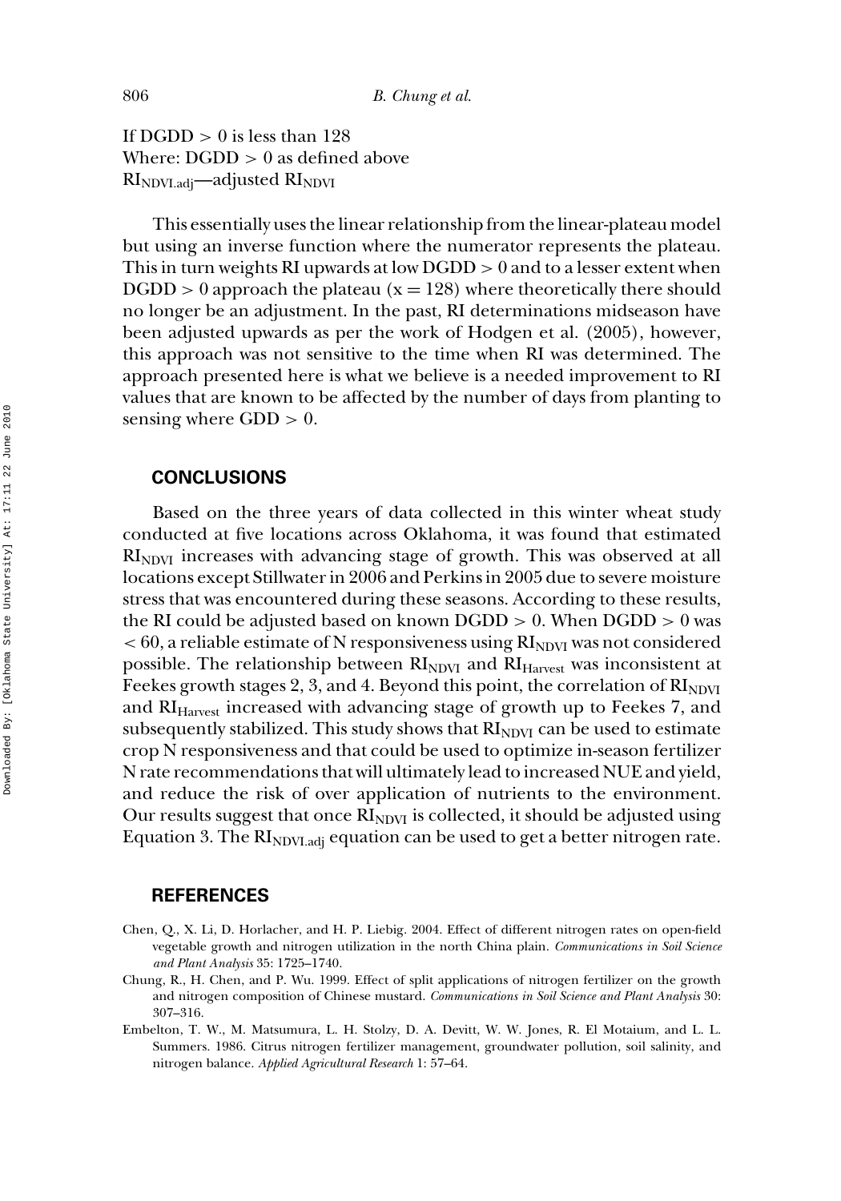If DGDD > 0 is less than 128
Where: DGDD > 0 as defined above
$RI_{NDVI.adj}$—adjusted $RI_{NDVI}$

This essentially uses the linear relationship from the linear-plateau model but using an inverse function where the numerator represents the plateau. This in turn weights RI upwards at low DGDD > 0 and to a lesser extent when DGDD > 0 approach the plateau (x = 128) where theoretically there should no longer be an adjustment. In the past, RI determinations midseason have been adjusted upwards as per the work of Hodgen et al. (2005), however, this approach was not sensitive to the time when RI was determined. The approach presented here is what we believe is a needed improvement to RI values that are known to be affected by the number of days from planting to sensing where GDD > 0.

## CONCLUSIONS

Based on the three years of data collected in this winter wheat study conducted at five locations across Oklahoma, it was found that estimated $RI_{NDVI}$ increases with advancing stage of growth. This was observed at all locations except Stillwater in 2006 and Perkins in 2005 due to severe moisture stress that was encountered during these seasons. According to these results, the RI could be adjusted based on known DGDD > 0. When DGDD > 0 was < 60, a reliable estimate of N responsiveness using $RI_{NDVI}$ was not considered possible. The relationship between $RI_{NDVI}$ and $RI_{Harvest}$ was inconsistent at Feekes growth stages 2, 3, and 4. Beyond this point, the correlation of $RI_{NDVI}$ and $RI_{Harvest}$ increased with advancing stage of growth up to Feekes 7, and subsequently stabilized. This study shows that $RI_{NDVI}$ can be used to estimate crop N responsiveness and that could be used to optimize in-season fertilizer N rate recommendations that will ultimately lead to increased NUE and yield, and reduce the risk of over application of nutrients to the environment. Our results suggest that once $RI_{NDVI}$ is collected, it should be adjusted using Equation 3. The $RI_{NDVI.adj}$ equation can be used to get a better nitrogen rate.

## REFERENCES

Chen, Q., X. Li, D. Horlacher, and H. P. Liebig. 2004. Effect of different nitrogen rates on open-field vegetable growth and nitrogen utilization in the north China plain. *Communications in Soil Science and Plant Analysis* 35: 1725–1740.

Chung, R., H. Chen, and P. Wu. 1999. Effect of split applications of nitrogen fertilizer on the growth and nitrogen composition of Chinese mustard. *Communications in Soil Science and Plant Analysis* 30: 307–316.

Embelton, T. W., M. Matsumura, L. H. Stolzy, D. A. Devitt, W. W. Jones, R. El Motaium, and L. L. Summers. 1986. Citrus nitrogen fertilizer management, groundwater pollution, soil salinity, and nitrogen balance. *Applied Agricultural Research* 1: 57–64.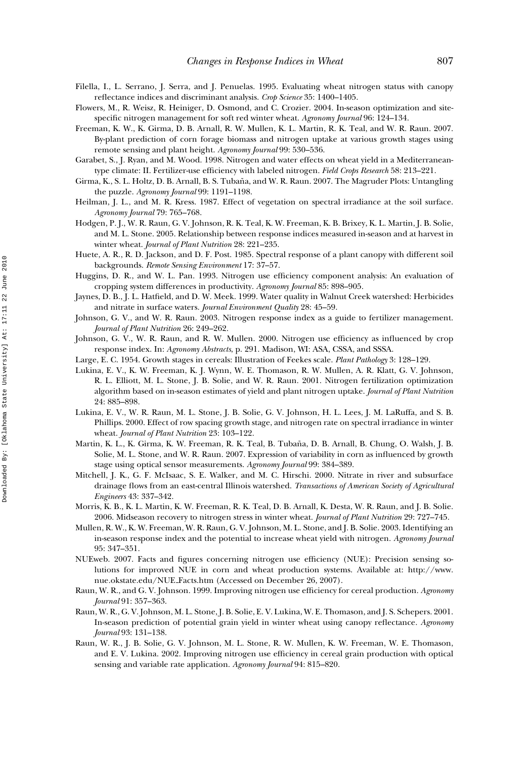Filella, I., L. Serrano, J. Serra, and J. Penuelas. 1995. Evaluating wheat nitrogen status with canopy reflectance indices and discriminant analysis. *Crop Science* 35: 1400–1405.

Flowers, M., R. Weisz, R. Heiniger, D. Osmond, and C. Crozier. 2004. In-season optimization and site-specific nitrogen management for soft red winter wheat. *Agronomy Journal* 96: 124–134.

Freeman, K. W., K. Girma, D. B. Arnall, R. W. Mullen, K. L. Martin, R. K. Teal, and W. R. Raun. 2007. By-plant prediction of corn forage biomass and nitrogen uptake at various growth stages using remote sensing and plant height. *Agronomy Journal* 99: 530–536.

Garabet, S., J. Ryan, and M. Wood. 1998. Nitrogen and water effects on wheat yield in a Mediterranean-type climate: II. Fertilizer-use efficiency with labeled nitrogen. *Field Crops Research* 58: 213–221.

Girma, K., S. L. Holtz, D. B. Arnall, B. S. Tubaña, and W. R. Raun. 2007. The Magruder Plots: Untangling the puzzle. *Agronomy Journal* 99: 1191–1198.

Heilman, J. L., and M. R. Kress. 1987. Effect of vegetation on spectral irradiance at the soil surface. *Agronomy Journal* 79: 765–768.

Hodgen, P. J., W. R. Raun, G. V. Johnson, R. K. Teal, K. W. Freeman, K. B. Brixey, K. L. Martin, J. B. Solie, and M. L. Stone. 2005. Relationship between response indices measured in-season and at harvest in winter wheat. *Journal of Plant Nutrition* 28: 221–235.

Huete, A. R., R. D. Jackson, and D. F. Post. 1985. Spectral response of a plant canopy with different soil backgrounds. *Remote Sensing Environment* 17: 37–57.

Huggins, D. R., and W. L. Pan. 1993. Nitrogen use efficiency component analysis: An evaluation of cropping system differences in productivity. *Agronomy Journal* 85: 898–905.

Jaynes, D. B., J. L. Hatfield, and D. W. Meek. 1999. Water quality in Walnut Creek watershed: Herbicides and nitrate in surface waters. *Journal Environment Quality* 28: 45–59.

Johnson, G. V., and W. R. Raun. 2003. Nitrogen response index as a guide to fertilizer management. *Journal of Plant Nutrition* 26: 249–262.

Johnson, G. V., W. R. Raun, and R. W. Mullen. 2000. Nitrogen use efficiency as influenced by crop response index. In: *Agronomy Abstracts*, p. 291. Madison, WI: ASA, CSSA, and SSSA.

Large, E. C. 1954. Growth stages in cereals: Illustration of Feekes scale. *Plant Pathology* 3: 128–129.

Lukina, E. V., K. W. Freeman, K. J. Wynn, W. E. Thomason, R. W. Mullen, A. R. Klatt, G. V. Johnson, R. L. Elliott, M. L. Stone, J. B. Solie, and W. R. Raun. 2001. Nitrogen fertilization optimization algorithm based on in-season estimates of yield and plant nitrogen uptake. *Journal of Plant Nutrition* 24: 885–898.

Lukina, E. V., W. R. Raun, M. L. Stone, J. B. Solie, G. V. Johnson, H. L. Lees, J. M. LaRuffa, and S. B. Phillips. 2000. Effect of row spacing growth stage, and nitrogen rate on spectral irradiance in winter wheat. *Journal of Plant Nutrition* 23: 103–122.

Martin, K. L., K. Girma, K. W. Freeman, R. K. Teal, B. Tubaña, D. B. Arnall, B. Chung, O. Walsh, J. B. Solie, M. L. Stone, and W. R. Raun. 2007. Expression of variability in corn as influenced by growth stage using optical sensor measurements. *Agronomy Journal* 99: 384–389.

Mitchell, J. K., G. F. McIsaac, S. E. Walker, and M. C. Hirschi. 2000. Nitrate in river and subsurface drainage flows from an east-central Illinois watershed. *Transactions of American Society of Agricultural Engineers* 43: 337–342.

Morris, K. B., K. L. Martin, K. W. Freeman, R. K. Teal, D. B. Arnall, K. Desta, W. R. Raun, and J. B. Solie. 2006. Midseason recovery to nitrogen stress in winter wheat. *Journal of Plant Nutrition* 29: 727–745.

Mullen, R. W., K. W. Freeman, W. R. Raun, G. V. Johnson, M. L. Stone, and J. B. Solie. 2003. Identifying an in-season response index and the potential to increase wheat yield with nitrogen. *Agronomy Journal* 95: 347–351.

NUEweb. 2007. Facts and figures concerning nitrogen use efficiency (NUE): Precision sensing solutions for improved NUE in corn and wheat production systems. Available at: http://www.nue.okstate.edu/NUE_Facts.htm (Accessed on December 26, 2007).

Raun, W. R., and G. V. Johnson. 1999. Improving nitrogen use efficiency for cereal production. *Agronomy Journal* 91: 357–363.

Raun, W. R., G. V. Johnson, M. L. Stone, J. B. Solie, E. V. Lukina, W. E. Thomason, and J. S. Schepers. 2001. In-season prediction of potential grain yield in winter wheat using canopy reflectance. *Agronomy Journal* 93: 131–138.

Raun, W. R., J. B. Solie, G. V. Johnson, M. L. Stone, R. W. Mullen, K. W. Freeman, W. E. Thomason, and E. V. Lukina. 2002. Improving nitrogen use efficiency in cereal grain production with optical sensing and variable rate application. *Agronomy Journal* 94: 815–820.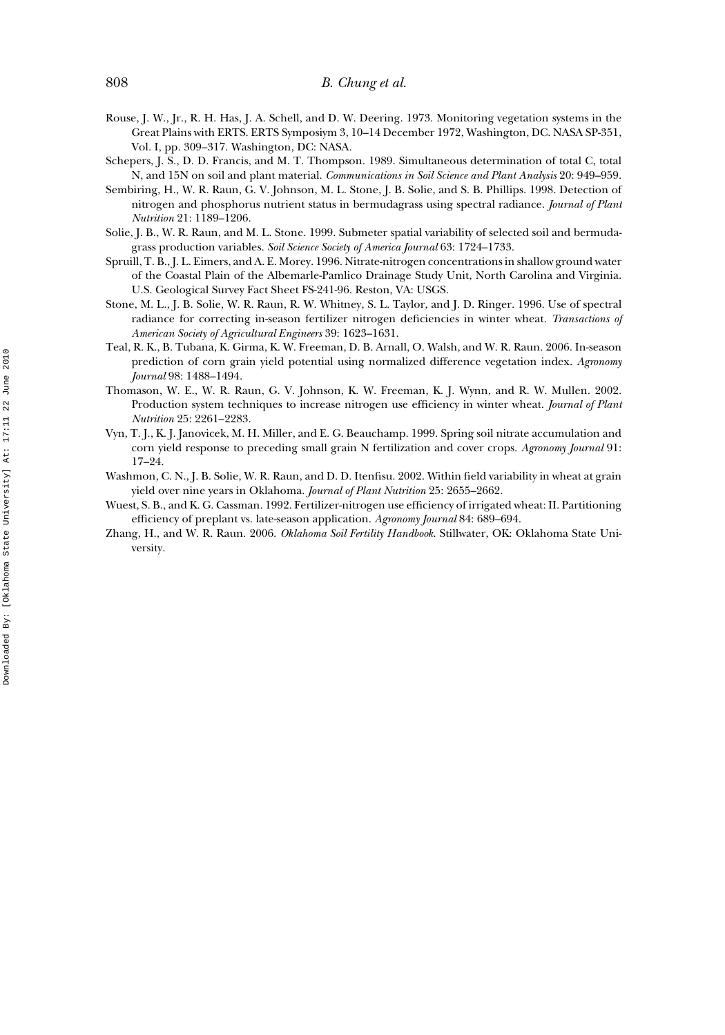Rouse, J. W., Jr., R. H. Has, J. A. Schell, and D. W. Deering. 1973. Monitoring vegetation systems in the Great Plains with ERTS. ERTS Symposiym 3, 10–14 December 1972, Washington, DC. NASA SP-351, Vol. I, pp. 309–317. Washington, DC: NASA.

Schepers, J. S., D. D. Francis, and M. T. Thompson. 1989. Simultaneous determination of total C, total N, and 15N on soil and plant material. *Communications in Soil Science and Plant Analysis* 20: 949–959.

Sembiring, H., W. R. Raun, G. V. Johnson, M. L. Stone, J. B. Solie, and S. B. Phillips. 1998. Detection of nitrogen and phosphorus nutrient status in bermudagrass using spectral radiance. *Journal of Plant Nutrition* 21: 1189–1206.

Solie, J. B., W. R. Raun, and M. L. Stone. 1999. Submeter spatial variability of selected soil and bermudagrass production variables. *Soil Science Society of America Journal* 63: 1724–1733.

Spruill, T. B., J. L. Eimers, and A. E. Morey. 1996. Nitrate-nitrogen concentrations in shallow ground water of the Coastal Plain of the Albemarle-Pamlico Drainage Study Unit, North Carolina and Virginia. U.S. Geological Survey Fact Sheet FS-241-96. Reston, VA: USGS.

Stone, M. L., J. B. Solie, W. R. Raun, R. W. Whitney, S. L. Taylor, and J. D. Ringer. 1996. Use of spectral radiance for correcting in-season fertilizer nitrogen deficiencies in winter wheat. *Transactions of American Society of Agricultural Engineers* 39: 1623–1631.

Teal, R. K., B. Tubana, K. Girma, K. W. Freeman, D. B. Arnall, O. Walsh, and W. R. Raun. 2006. In-season prediction of corn grain yield potential using normalized difference vegetation index. *Agronomy Journal* 98: 1488–1494.

Thomason, W. E., W. R. Raun, G. V. Johnson, K. W. Freeman, K. J. Wynn, and R. W. Mullen. 2002. Production system techniques to increase nitrogen use efficiency in winter wheat. *Journal of Plant Nutrition* 25: 2261–2283.

Vyn, T. J., K. J. Janovicek, M. H. Miller, and E. G. Beauchamp. 1999. Spring soil nitrate accumulation and corn yield response to preceding small grain N fertilization and cover crops. *Agronomy Journal* 91: 17–24.

Washmon, C. N., J. B. Solie, W. R. Raun, and D. D. Itenfisu. 2002. Within field variability in wheat at grain yield over nine years in Oklahoma. *Journal of Plant Nutrition* 25: 2655–2662.

Wuest, S. B., and K. G. Cassman. 1992. Fertilizer-nitrogen use efficiency of irrigated wheat: II. Partitioning efficiency of preplant vs. late-season application. *Agronomy Journal* 84: 689–694.

Zhang, H., and W. R. Raun. 2006. *Oklahoma Soil Fertility Handbook*. Stillwater, OK: Oklahoma State University.